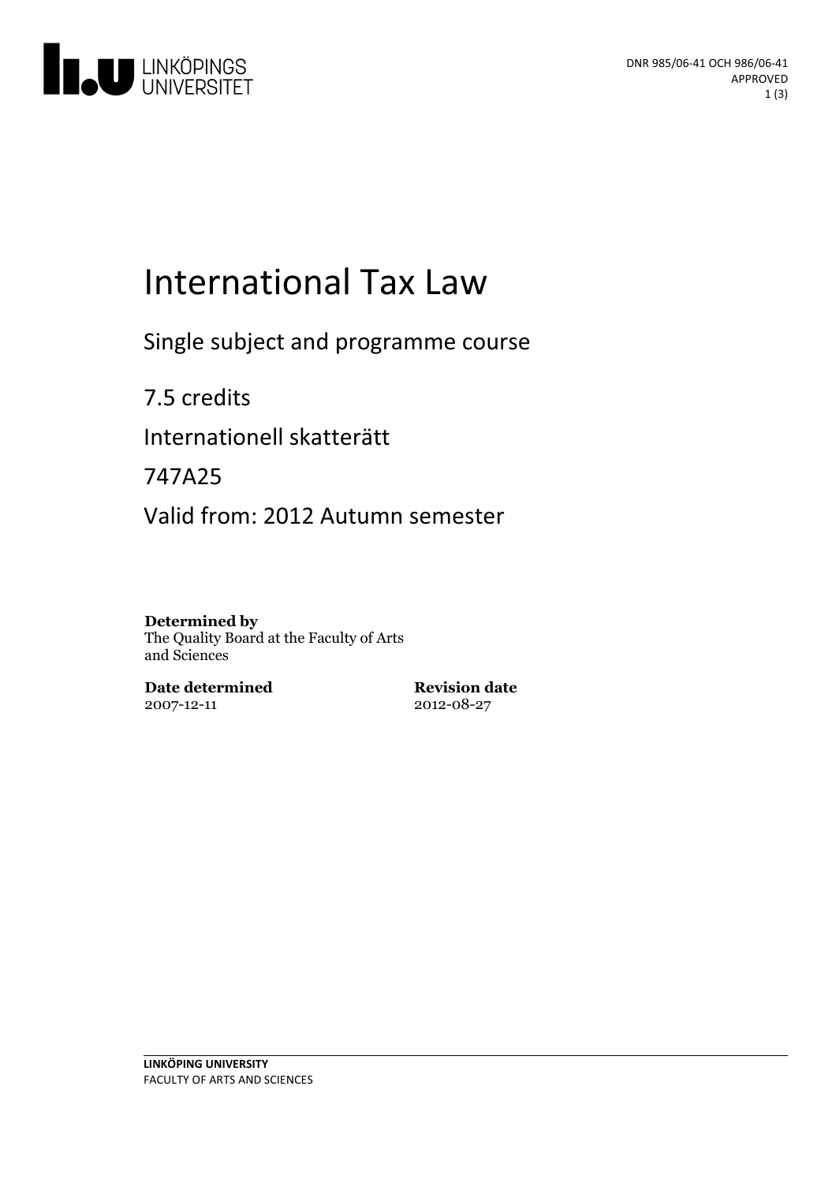DNR 985/06-41 OCH 986/06-41
APPROVED

# International Tax Law

Single subject and programme course

7.5 credits

Internationell skatterätt

747A25

Valid from: 2012 Autumn semester

**Determined by**
The Quality Board at the Faculty of Arts and Sciences

**Date determined**
2007-12-11

**Revision date**
2012-08-27

**LINKÖPING UNIVERSITY**
FACULTY OF ARTS AND SCIENCES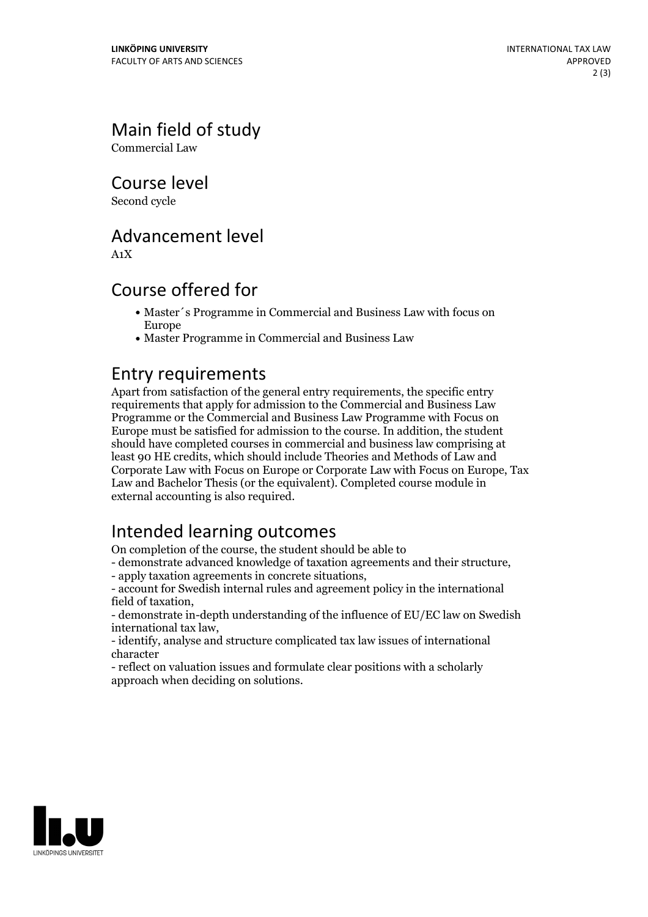## Main field of study

Commercial Law

## Course level

Second cycle

## Advancement level

A1X

## Course offered for

- Master´s Programme in Commercial and Business Law with focus on Europe
- Master Programme in Commercial and Business Law

## Entry requirements

Apart from satisfaction of the general entry requirements, the specific entry requirements that apply for admission to the Commercial and Business Law Programme or the Commercial and Business Law Programme with Focus on Europe must be satisfied for admission to the course. In addition, the student should have completed courses in commercial and business law comprising at least 90 HE credits, which should include Theories and Methods of Law and Corporate Law with Focus on Europe or Corporate Law with Focus on Europe, Tax Law and Bachelor Thesis (or the equivalent). Completed course module in external accounting is also required.

## Intended learning outcomes

On completion of the course, the student should be able to
- demonstrate advanced knowledge of taxation agreements and their structure,
- apply taxation agreements in concrete situations,
- account for Swedish internal rules and agreement policy in the international field of taxation,
- demonstrate in-depth understanding of the influence of EU/EC law on Swedish international tax law,
- identify, analyse and structure complicated tax law issues of international character
- reflect on valuation issues and formulate clear positions with a scholarly approach when deciding on solutions.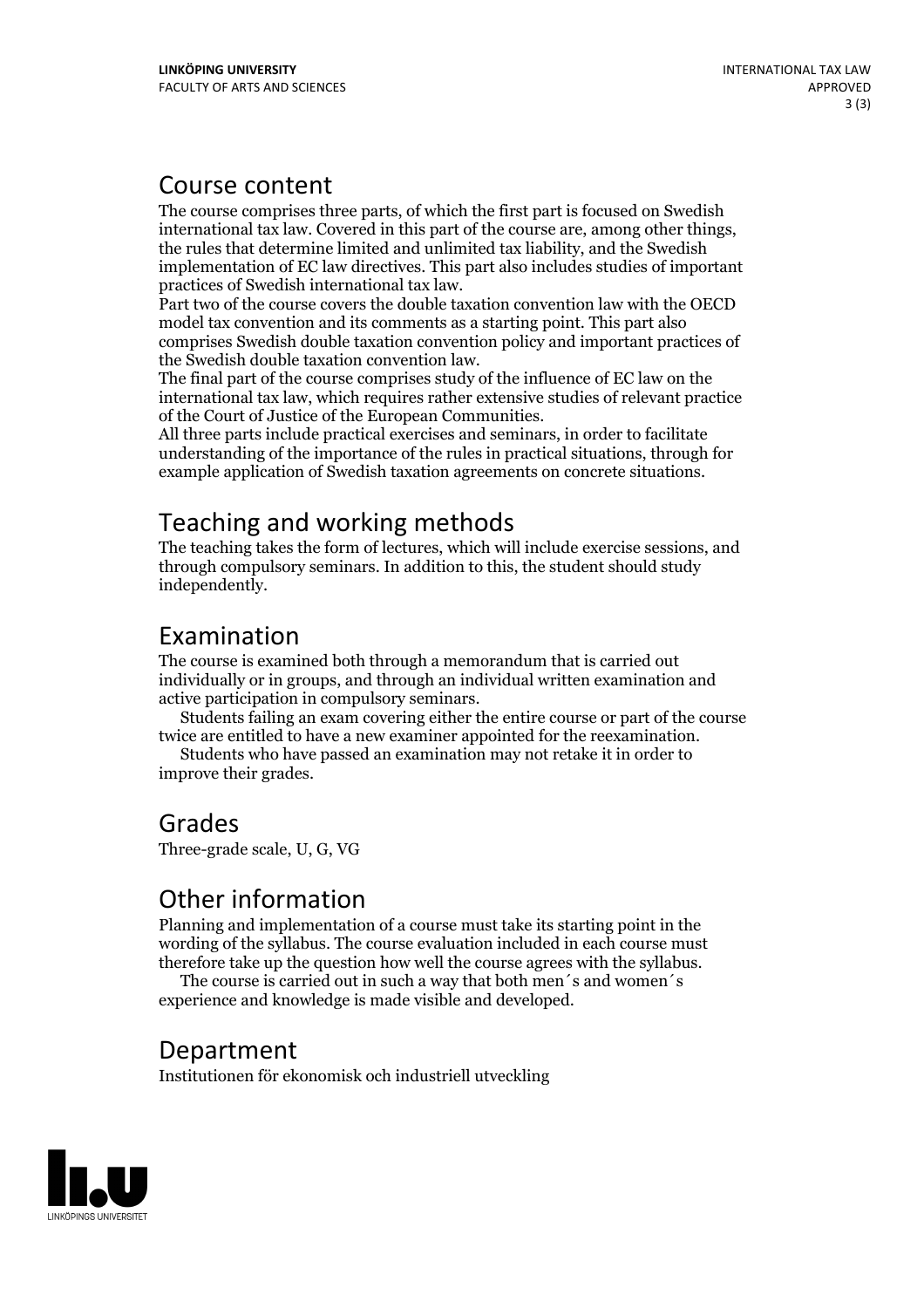## Course content

The course comprises three parts, of which the first part is focused on Swedish international tax law. Covered in this part of the course are, among other things, the rules that determine limited and unlimited tax liability, and the Swedish implementation of EC law directives. This part also includes studies of important practices of Swedish international tax law.

Part two of the course covers the double taxation convention law with the OECD model tax convention and its comments as a starting point. This part also comprises Swedish double taxation convention policy and important practices of the Swedish double taxation convention law.

The final part of the course comprises study of the influence of EC law on the international tax law, which requires rather extensive studies of relevant practice of the Court of Justice of the European Communities.

All three parts include practical exercises and seminars, in order to facilitate understanding of the importance of the rules in practical situations, through for example application of Swedish taxation agreements on concrete situations.

## Teaching and working methods

The teaching takes the form of lectures, which will include exercise sessions, and through compulsory seminars. In addition to this, the student should study independently.

## Examination

The course is examined both through a memorandum that is carried out individually or in groups, and through an individual written examination and active participation in compulsory seminars.

Students failing an exam covering either the entire course or part of the course twice are entitled to have a new examiner appointed for the reexamination.

Students who have passed an examination may not retake it in order to improve their grades.

## Grades

Three-grade scale, U, G, VG

## Other information

Planning and implementation of a course must take its starting point in the wording of the syllabus. The course evaluation included in each course must therefore take up the question how well the course agrees with the syllabus.

The course is carried out in such a way that both men´s and women´s experience and knowledge is made visible and developed.

## Department

Institutionen för ekonomisk och industriell utveckling